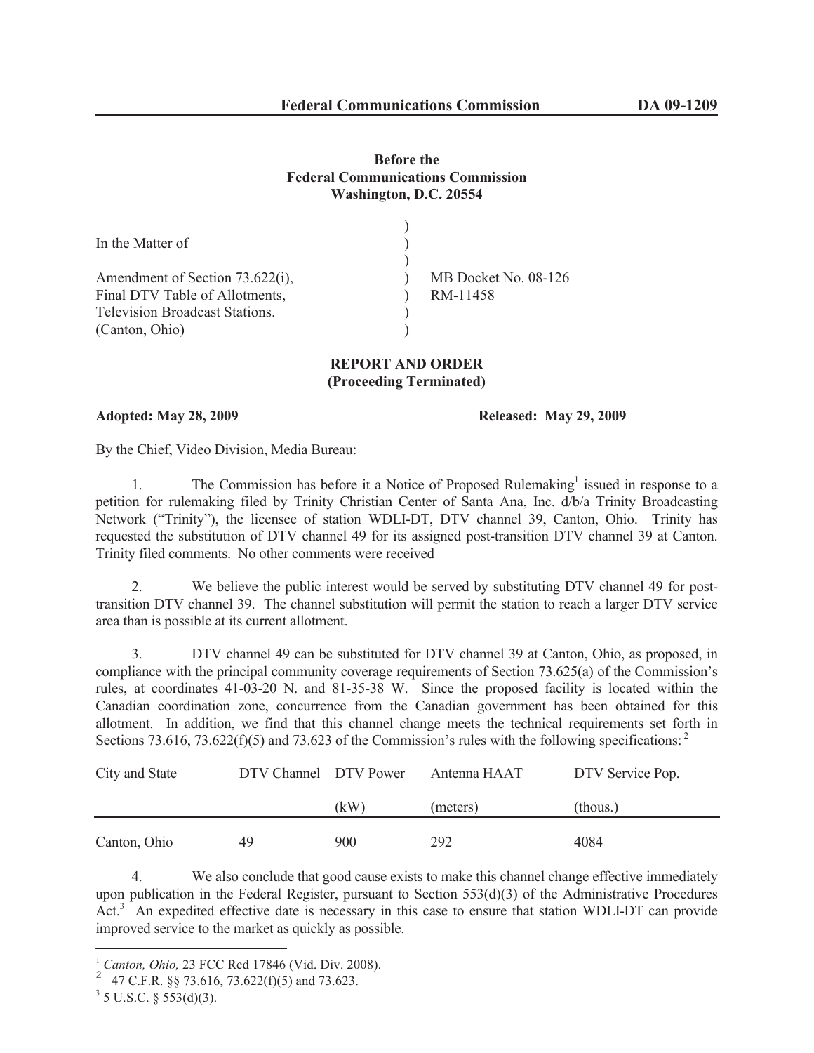**Federal Communications Commission DA 09-1209**

**Before the**
**Federal Communications Commission**
**Washington, D.C. 20554**

| | | |
|---|---|---|
| In the Matter of | ) | |
| | ) | |
| Amendment of Section 73.622(i), | ) | MB Docket No. 08-126 |
| Final DTV Table of Allotments, | ) | RM-11458 |
| Television Broadcast Stations. | ) | |
| (Canton, Ohio) | ) | |

**REPORT AND ORDER**
**(Proceeding Terminated)**

**Adopted: May 28, 2009** **Released: May 29, 2009**

By the Chief, Video Division, Media Bureau:

1. The Commission has before it a Notice of Proposed Rulemaking[1] issued in response to a petition for rulemaking filed by Trinity Christian Center of Santa Ana, Inc. d/b/a Trinity Broadcasting Network ("Trinity"), the licensee of station WDLI-DT, DTV channel 39, Canton, Ohio. Trinity has requested the substitution of DTV channel 49 for its assigned post-transition DTV channel 39 at Canton. Trinity filed comments. No other comments were received

2. We believe the public interest would be served by substituting DTV channel 49 for post-transition DTV channel 39. The channel substitution will permit the station to reach a larger DTV service area than is possible at its current allotment.

3. DTV channel 49 can be substituted for DTV channel 39 at Canton, Ohio, as proposed, in compliance with the principal community coverage requirements of Section 73.625(a) of the Commission's rules, at coordinates 41-03-20 N. and 81-35-38 W. Since the proposed facility is located within the Canadian coordination zone, concurrence from the Canadian government has been obtained for this allotment. In addition, we find that this channel change meets the technical requirements set forth in Sections 73.616, 73.622(f)(5) and 73.623 of the Commission's rules with the following specifications:[2]

| City and State | DTV Channel | DTV Power (kW) | Antenna HAAT (meters) | DTV Service Pop. (thous.) |
|---|---|---|---|---|
| Canton, Ohio | 49 | 900 | 292 | 4084 |

4. We also conclude that good cause exists to make this channel change effective immediately upon publication in the Federal Register, pursuant to Section 553(d)(3) of the Administrative Procedures Act.[3] An expedited effective date is necessary in this case to ensure that station WDLI-DT can provide improved service to the market as quickly as possible.

---

[1] *Canton, Ohio,* 23 FCC Rcd 17846 (Vid. Div. 2008).

[2] 47 C.F.R. §§ 73.616, 73.622(f)(5) and 73.623.

[3] 5 U.S.C. § 553(d)(3).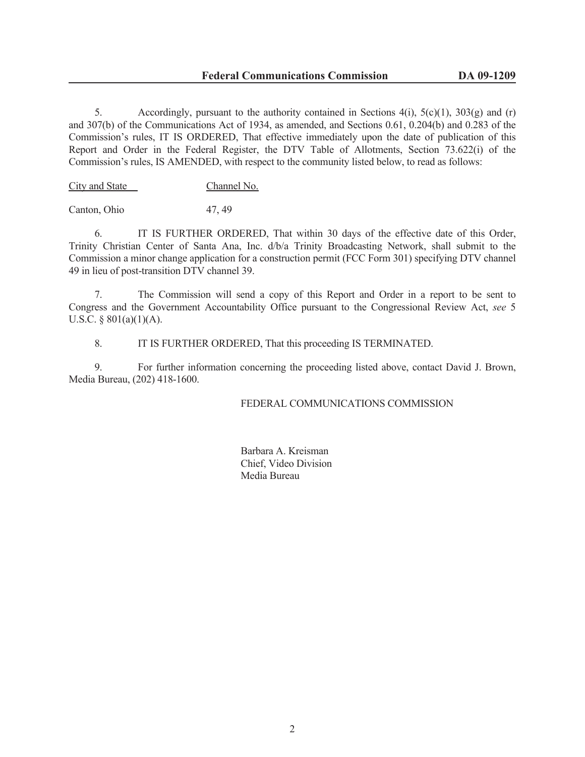5. Accordingly, pursuant to the authority contained in Sections 4(i), 5(c)(1), 303(g) and (r) and 307(b) of the Communications Act of 1934, as amended, and Sections 0.61, 0.204(b) and 0.283 of the Commission's rules, IT IS ORDERED, That effective immediately upon the date of publication of this Report and Order in the Federal Register, the DTV Table of Allotments, Section 73.622(i) of the Commission's rules, IS AMENDED, with respect to the community listed below, to read as follows:

| City and State | Channel No. |
|---|---|
| Canton, Ohio | 47, 49 |

6. IT IS FURTHER ORDERED, That within 30 days of the effective date of this Order, Trinity Christian Center of Santa Ana, Inc. d/b/a Trinity Broadcasting Network, shall submit to the Commission a minor change application for a construction permit (FCC Form 301) specifying DTV channel 49 in lieu of post-transition DTV channel 39.

7. The Commission will send a copy of this Report and Order in a report to be sent to Congress and the Government Accountability Office pursuant to the Congressional Review Act, *see* 5 U.S.C. § 801(a)(1)(A).

8. IT IS FURTHER ORDERED, That this proceeding IS TERMINATED.

9. For further information concerning the proceeding listed above, contact David J. Brown, Media Bureau, (202) 418-1600.

FEDERAL COMMUNICATIONS COMMISSION

Barbara A. Kreisman
Chief, Video Division
Media Bureau